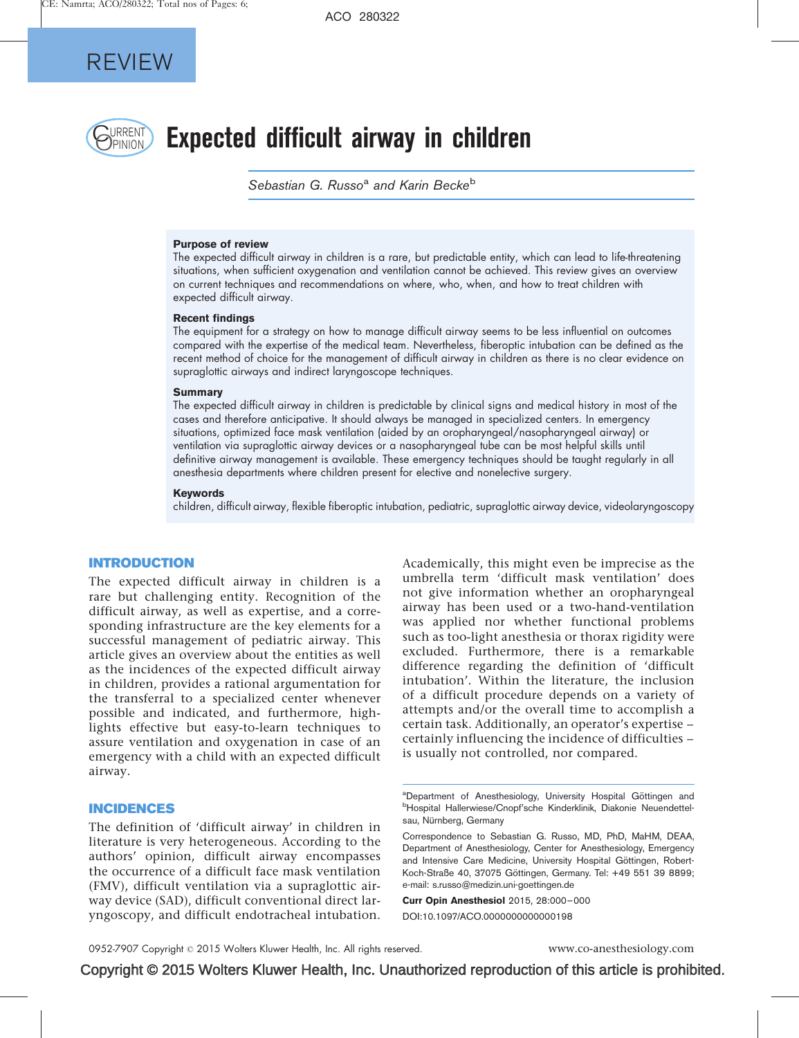REVIEW

# Expected difficult airway in children

*Sebastian G. Russo*[a] *and Karin Becke*[b]

**Purpose of review**

The expected difficult airway in children is a rare, but predictable entity, which can lead to life-threatening situations, when sufficient oxygenation and ventilation cannot be achieved. This review gives an overview on current techniques and recommendations on where, who, when, and how to treat children with expected difficult airway.

**Recent findings**

The equipment for a strategy on how to manage difficult airway seems to be less influential on outcomes compared with the expertise of the medical team. Nevertheless, fiberoptic intubation can be defined as the recent method of choice for the management of difficult airway in children as there is no clear evidence on supraglottic airways and indirect laryngoscope techniques.

**Summary**

The expected difficult airway in children is predictable by clinical signs and medical history in most of the cases and therefore anticipative. It should always be managed in specialized centers. In emergency situations, optimized face mask ventilation (aided by an oropharyngeal/nasopharyngeal airway) or ventilation via supraglottic airway devices or a nasopharyngeal tube can be most helpful skills until definitive airway management is available. These emergency techniques should be taught regularly in all anesthesia departments where children present for elective and nonelective surgery.

**Keywords**

children, difficult airway, flexible fiberoptic intubation, pediatric, supraglottic airway device, videolaryngoscopy

## INTRODUCTION

The expected difficult airway in children is a rare but challenging entity. Recognition of the difficult airway, as well as expertise, and a corresponding infrastructure are the key elements for a successful management of pediatric airway. This article gives an overview about the entities as well as the incidences of the expected difficult airway in children, provides a rational argumentation for the transferral to a specialized center whenever possible and indicated, and furthermore, highlights effective but easy-to-learn techniques to assure ventilation and oxygenation in case of an emergency with a child with an expected difficult airway.

## INCIDENCES

The definition of 'difficult airway' in children in literature is very heterogeneous. According to the authors' opinion, difficult airway encompasses the occurrence of a difficult face mask ventilation (FMV), difficult ventilation via a supraglottic airway device (SAD), difficult conventional direct laryngoscopy, and difficult endotracheal intubation. Academically, this might even be imprecise as the umbrella term 'difficult mask ventilation' does not give information whether an oropharyngeal airway has been used or a two-hand-ventilation was applied nor whether functional problems such as too-light anesthesia or thorax rigidity were excluded. Furthermore, there is a remarkable difference regarding the definition of 'difficult intubation'. Within the literature, the inclusion of a difficult procedure depends on a variety of attempts and/or the overall time to accomplish a certain task. Additionally, an operator's expertise – certainly influencing the incidence of difficulties – is usually not controlled, nor compared.

[a]Department of Anesthesiology, University Hospital Göttingen and [b]Hospital Hallerwiese/Cnopf'sche Kinderklinik, Diakonie Neuendettelsau, Nürnberg, Germany

Correspondence to Sebastian G. Russo, MD, PhD, MaHM, DEAA, Department of Anesthesiology, Center for Anesthesiology, Emergency and Intensive Care Medicine, University Hospital Göttingen, Robert-Koch-Straße 40, 37075 Göttingen, Germany. Tel: +49 551 39 8899; e-mail: s.russo@medizin.uni-goettingen.de

**Curr Opin Anesthesiol** 2015, 28:000–000

DOI:10.1097/ACO.0000000000000198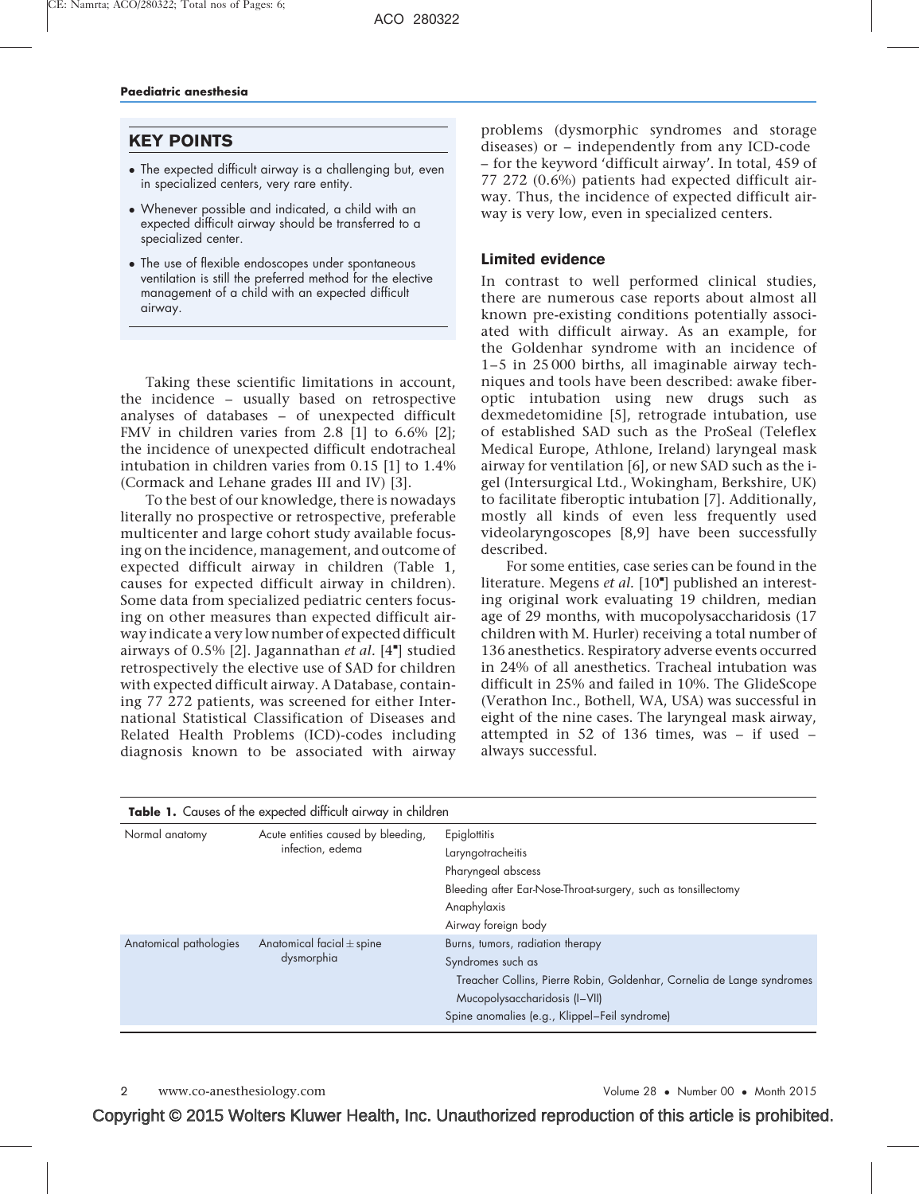## KEY POINTS

- The expected difficult airway is a challenging but, even in specialized centers, very rare entity.
- Whenever possible and indicated, a child with an expected difficult airway should be transferred to a specialized center.
- The use of flexible endoscopes under spontaneous ventilation is still the preferred method for the elective management of a child with an expected difficult airway.

Taking these scientific limitations in account, the incidence – usually based on retrospective analyses of databases – of unexpected difficult FMV in children varies from 2.8 [1] to 6.6% [2]; the incidence of unexpected difficult endotracheal intubation in children varies from 0.15 [1] to 1.4% (Cormack and Lehane grades III and IV) [3].

To the best of our knowledge, there is nowadays literally no prospective or retrospective, preferable multicenter and large cohort study available focusing on the incidence, management, and outcome of expected difficult airway in children (Table 1, causes for expected difficult airway in children). Some data from specialized pediatric centers focusing on other measures than expected difficult airway indicate a very low number of expected difficult airways of 0.5% [2]. Jagannathan *et al.* [4▪] studied retrospectively the elective use of SAD for children with expected difficult airway. A Database, containing 77 272 patients, was screened for either International Statistical Classification of Diseases and Related Health Problems (ICD)-codes including diagnosis known to be associated with airway problems (dysmorphic syndromes and storage diseases) or – independently from any ICD-code – for the keyword 'difficult airway'. In total, 459 of 77 272 (0.6%) patients had expected difficult airway. Thus, the incidence of expected difficult airway is very low, even in specialized centers.

### Limited evidence

In contrast to well performed clinical studies, there are numerous case reports about almost all known pre-existing conditions potentially associated with difficult airway. As an example, for the Goldenhar syndrome with an incidence of 1–5 in 25 000 births, all imaginable airway techniques and tools have been described: awake fiberoptic intubation using new drugs such as dexmedetomidine [5], retrograde intubation, use of established SAD such as the ProSeal (Teleflex Medical Europe, Athlone, Ireland) laryngeal mask airway for ventilation [6], or new SAD such as the i-gel (Intersurgical Ltd., Wokingham, Berkshire, UK) to facilitate fiberoptic intubation [7]. Additionally, mostly all kinds of even less frequently used videolaryngoscopes [8,9] have been successfully described.

For some entities, case series can be found in the literature. Megens *et al.* [10▪] published an interesting original work evaluating 19 children, median age of 29 months, with mucopolysaccharidosis (17 children with M. Hurler) receiving a total number of 136 anesthetics. Respiratory adverse events occurred in 24% of all anesthetics. Tracheal intubation was difficult in 25% and failed in 10%. The GlideScope (Verathon Inc., Bothell, WA, USA) was successful in eight of the nine cases. The laryngeal mask airway, attempted in 52 of 136 times, was – if used – always successful.

**Table 1.** Causes of the expected difficult airway in children

| | | |
|---|---|---|
| Normal anatomy | Acute entities caused by bleeding, infection, edema | Epiglottitis |
| | | Laryngotracheitis |
| | | Pharyngeal abscess |
| | | Bleeding after Ear-Nose-Throat-surgery, such as tonsillectomy |
| | | Anaphylaxis |
| | | Airway foreign body |
| Anatomical pathologies | Anatomical facial ± spine dysmorphia | Burns, tumors, radiation therapy |
| | | Syndromes such as |
| | | Treacher Collins, Pierre Robin, Goldenhar, Cornelia de Lange syndromes |
| | | Mucopolysaccharidosis (I–VII) |
| | | Spine anomalies (e.g., Klippel–Feil syndrome) |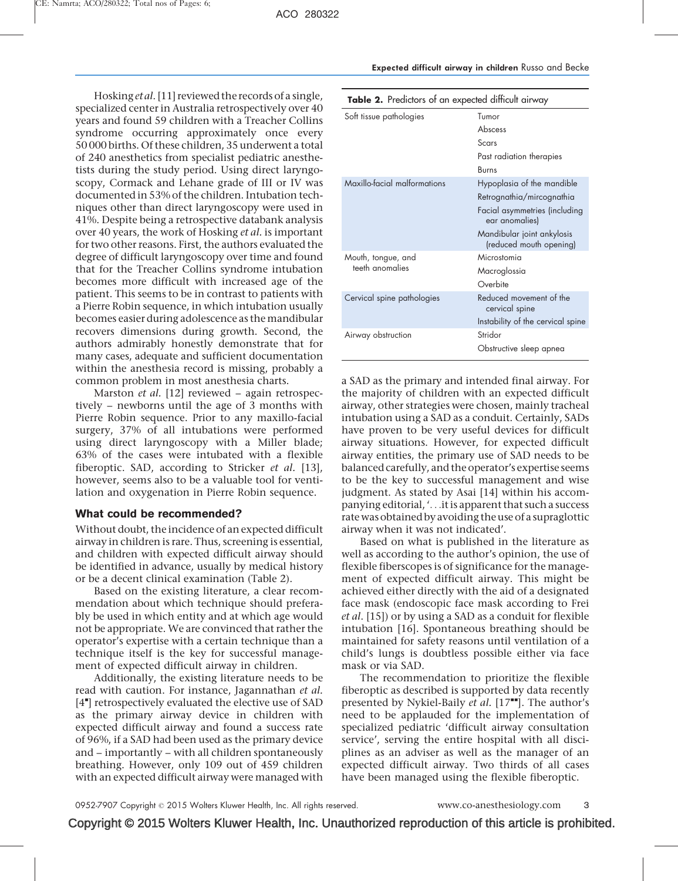Hosking *et al.* [11] reviewed the records of a single, specialized center in Australia retrospectively over 40 years and found 59 children with a Treacher Collins syndrome occurring approximately once every 50 000 births. Of these children, 35 underwent a total of 240 anesthetics from specialist pediatric anesthetists during the study period. Using direct laryngoscopy, Cormack and Lehane grade of III or IV was documented in 53% of the children. Intubation techniques other than direct laryngoscopy were used in 41%. Despite being a retrospective databank analysis over 40 years, the work of Hosking *et al.* is important for two other reasons. First, the authors evaluated the degree of difficult laryngoscopy over time and found that for the Treacher Collins syndrome intubation becomes more difficult with increased age of the patient. This seems to be in contrast to patients with a Pierre Robin sequence, in which intubation usually becomes easier during adolescence as the mandibular recovers dimensions during growth. Second, the authors admirably honestly demonstrate that for many cases, adequate and sufficient documentation within the anesthesia record is missing, probably a common problem in most anesthesia charts.

Marston *et al.* [12] reviewed – again retrospectively – newborns until the age of 3 months with Pierre Robin sequence. Prior to any maxillo-facial surgery, 37% of all intubations were performed using direct laryngoscopy with a Miller blade; 63% of the cases were intubated with a flexible fiberoptic. SAD, according to Stricker *et al.* [13], however, seems also to be a valuable tool for ventilation and oxygenation in Pierre Robin sequence.

## What could be recommended?

Without doubt, the incidence of an expected difficult airway in children is rare. Thus, screening is essential, and children with expected difficult airway should be identified in advance, usually by medical history or be a decent clinical examination (Table 2).

Based on the existing literature, a clear recommendation about which technique should preferably be used in which entity and at which age would not be appropriate. We are convinced that rather the operator's expertise with a certain technique than a technique itself is the key for successful management of expected difficult airway in children.

Additionally, the existing literature needs to be read with caution. For instance, Jagannathan *et al.* [4] retrospectively evaluated the elective use of SAD as the primary airway device in children with expected difficult airway and found a success rate of 96%, if a SAD had been used as the primary device and – importantly – with all children spontaneously breathing. However, only 109 out of 459 children with an expected difficult airway were managed with a SAD as the primary and intended final airway. For the majority of children with an expected difficult airway, other strategies were chosen, mainly tracheal intubation using a SAD as a conduit. Certainly, SADs have proven to be very useful devices for difficult airway situations. However, for expected difficult airway entities, the primary use of SAD needs to be balanced carefully, and the operator's expertise seems to be the key to successful management and wise judgment. As stated by Asai [14] within his accompanying editorial, '...it is apparent that such a success rate was obtained by avoiding the use of a supraglottic airway when it was not indicated'.

**Table 2.** Predictors of an expected difficult airway

| | |
|---|---|
| Soft tissue pathologies | Tumor |
| | Abscess |
| | Scars |
| | Past radiation therapies |
| | Burns |
| Maxillo-facial malformations | Hypoplasia of the mandible |
| | Retrognathia/mircognathia |
| | Facial asymmetries (including ear anomalies) |
| | Mandibular joint ankylosis (reduced mouth opening) |
| Mouth, tongue, and teeth anomalies | Microstomia |
| | Macroglossia |
| | Overbite |
| Cervical spine pathologies | Reduced movement of the cervical spine |
| | Instability of the cervical spine |
| Airway obstruction | Stridor |
| | Obstructive sleep apnea |

Based on what is published in the literature as well as according to the author's opinion, the use of flexible fiberscopes is of significance for the management of expected difficult airway. This might be achieved either directly with the aid of a designated face mask (endoscopic face mask according to Frei *et al.* [15]) or by using a SAD as a conduit for flexible intubation [16]. Spontaneous breathing should be maintained for safety reasons until ventilation of a child's lungs is doubtless possible either via face mask or via SAD.

The recommendation to prioritize the flexible fiberoptic as described is supported by data recently presented by Nykiel-Baily *et al.* [17]. The author's need to be applauded for the implementation of specialized pediatric 'difficult airway consultation service', serving the entire hospital with all disciplines as an adviser as well as the manager of an expected difficult airway. Two thirds of all cases have been managed using the flexible fiberoptic.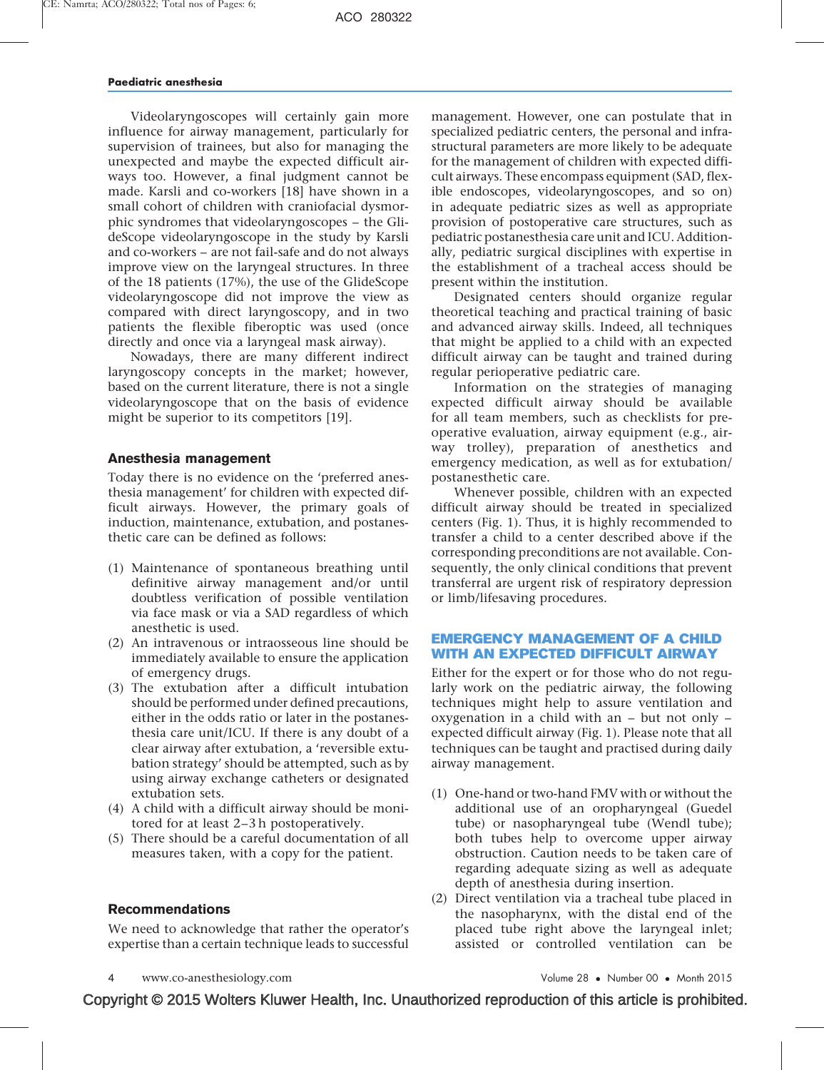Videolaryngoscopes will certainly gain more influence for airway management, particularly for supervision of trainees, but also for managing the unexpected and maybe the expected difficult airways too. However, a final judgment cannot be made. Karsli and co-workers [18] have shown in a small cohort of children with craniofacial dysmorphic syndromes that videolaryngoscopes – the GlideScope videolaryngoscope in the study by Karsli and co-workers – are not fail-safe and do not always improve view on the laryngeal structures. In three of the 18 patients (17%), the use of the GlideScope videolaryngoscope did not improve the view as compared with direct laryngoscopy, and in two patients the flexible fiberoptic was used (once directly and once via a laryngeal mask airway).

Nowadays, there are many different indirect laryngoscopy concepts in the market; however, based on the current literature, there is not a single videolaryngoscope that on the basis of evidence might be superior to its competitors [19].

### Anesthesia management

Today there is no evidence on the 'preferred anesthesia management' for children with expected difficult airways. However, the primary goals of induction, maintenance, extubation, and postanesthetic care can be defined as follows:

(1) Maintenance of spontaneous breathing until definitive airway management and/or until doubtless verification of possible ventilation via face mask or via a SAD regardless of which anesthetic is used.
(2) An intravenous or intraosseous line should be immediately available to ensure the application of emergency drugs.
(3) The extubation after a difficult intubation should be performed under defined precautions, either in the odds ratio or later in the postanesthesia care unit/ICU. If there is any doubt of a clear airway after extubation, a 'reversible extubation strategy' should be attempted, such as by using airway exchange catheters or designated extubation sets.
(4) A child with a difficult airway should be monitored for at least 2–3 h postoperatively.
(5) There should be a careful documentation of all measures taken, with a copy for the patient.

### Recommendations

We need to acknowledge that rather the operator's expertise than a certain technique leads to successful management. However, one can postulate that in specialized pediatric centers, the personal and infrastructural parameters are more likely to be adequate for the management of children with expected difficult airways. These encompass equipment (SAD, flexible endoscopes, videolaryngoscopes, and so on) in adequate pediatric sizes as well as appropriate provision of postoperative care structures, such as pediatric postanesthesia care unit and ICU. Additionally, pediatric surgical disciplines with expertise in the establishment of a tracheal access should be present within the institution.

Designated centers should organize regular theoretical teaching and practical training of basic and advanced airway skills. Indeed, all techniques that might be applied to a child with an expected difficult airway can be taught and trained during regular perioperative pediatric care.

Information on the strategies of managing expected difficult airway should be available for all team members, such as checklists for preoperative evaluation, airway equipment (e.g., airway trolley), preparation of anesthetics and emergency medication, as well as for extubation/postanesthetic care.

Whenever possible, children with an expected difficult airway should be treated in specialized centers (Fig. 1). Thus, it is highly recommended to transfer a child to a center described above if the corresponding preconditions are not available. Consequently, the only clinical conditions that prevent transferral are urgent risk of respiratory depression or limb/lifesaving procedures.

## EMERGENCY MANAGEMENT OF A CHILD WITH AN EXPECTED DIFFICULT AIRWAY

Either for the expert or for those who do not regularly work on the pediatric airway, the following techniques might help to assure ventilation and oxygenation in a child with an – but not only – expected difficult airway (Fig. 1). Please note that all techniques can be taught and practised during daily airway management.

(1) One-hand or two-hand FMV with or without the additional use of an oropharyngeal (Guedel tube) or nasopharyngeal tube (Wendl tube); both tubes help to overcome upper airway obstruction. Caution needs to be taken care of regarding adequate sizing as well as adequate depth of anesthesia during insertion.
(2) Direct ventilation via a tracheal tube placed in the nasopharynx, with the distal end of the placed tube right above the laryngeal inlet; assisted or controlled ventilation can be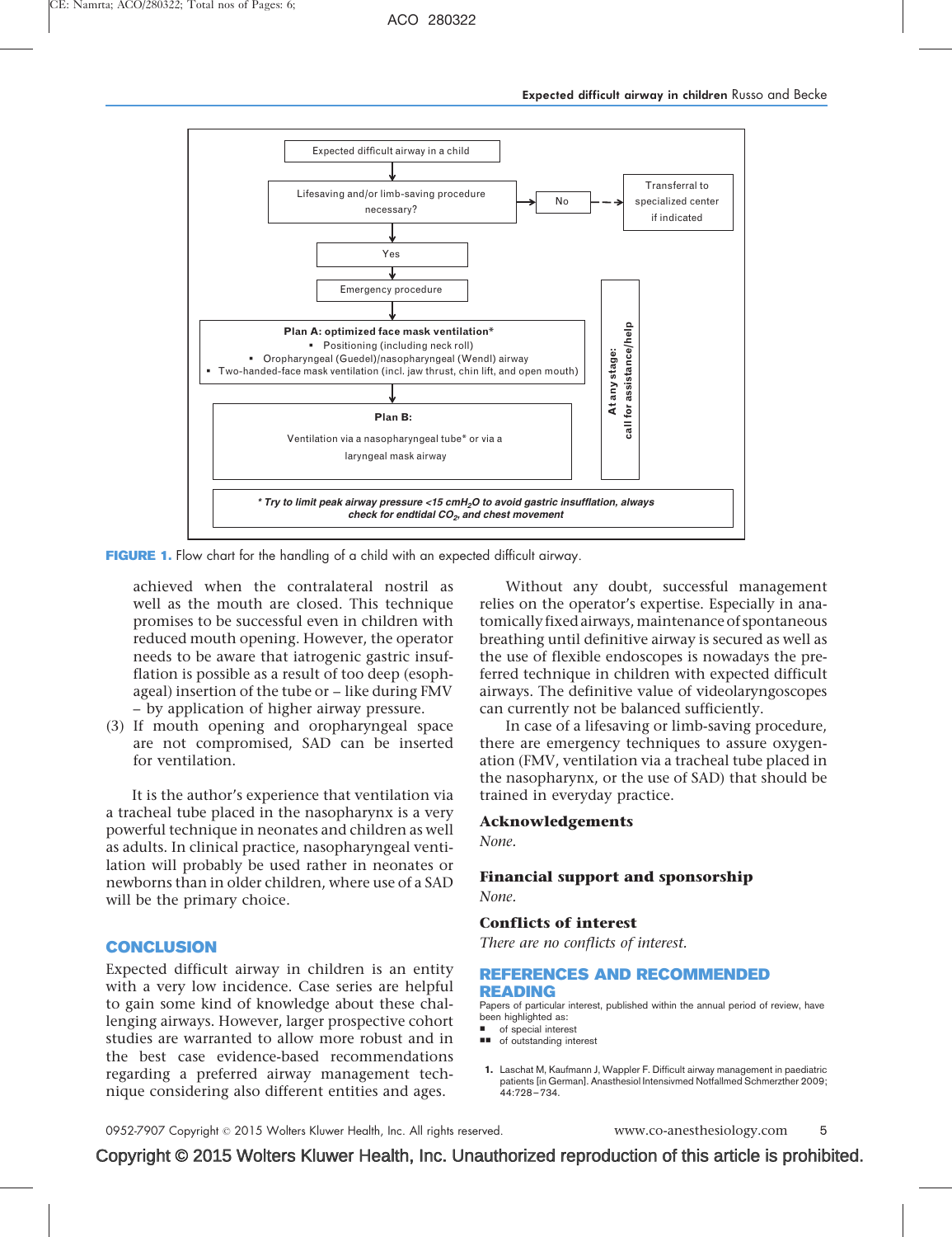Expected difficult airway in a child

Lifesaving and/or limb-saving procedure necessary?

No

Transferral to specialized center if indicated

Yes

Emergency procedure

**Plan A: optimized face mask ventilation***
- Positioning (including neck roll)
- Oropharyngeal (Guedel)/nasopharyngeal (Wendl) airway
- Two-handed-face mask ventilation (incl. jaw thrust, chin lift, and open mouth)

**Plan B:**

Ventilation via a nasopharyngeal tube* or via a laryngeal mask airway

At any stage: call for assistance/help

*** Try to limit peak airway pressure <15 $cmH_2O$ to avoid gastric insufflation, always check for endtidal $CO_2$, and chest movement**

**FIGURE 1.** Flow chart for the handling of a child with an expected difficult airway.

achieved when the contralateral nostril as well as the mouth are closed. This technique promises to be successful even in children with reduced mouth opening. However, the operator needs to be aware that iatrogenic gastric insufflation is possible as a result of too deep (esophageal) insertion of the tube or – like during FMV – by application of higher airway pressure.

(3) If mouth opening and oropharyngeal space are not compromised, SAD can be inserted for ventilation.

It is the author's experience that ventilation via a tracheal tube placed in the nasopharynx is a very powerful technique in neonates and children as well as adults. In clinical practice, nasopharyngeal ventilation will probably be used rather in neonates or newborns than in older children, where use of a SAD will be the primary choice.

## CONCLUSION

Expected difficult airway in children is an entity with a very low incidence. Case series are helpful to gain some kind of knowledge about these challenging airways. However, larger prospective cohort studies are warranted to allow more robust and in the best case evidence-based recommendations regarding a preferred airway management technique considering also different entities and ages.

Without any doubt, successful management relies on the operator's expertise. Especially in anatomically fixed airways, maintenance of spontaneous breathing until definitive airway is secured as well as the use of flexible endoscopes is nowadays the preferred technique in children with expected difficult airways. The definitive value of videolaryngoscopes can currently not be balanced sufficiently.

In case of a lifesaving or limb-saving procedure, there are emergency techniques to assure oxygenation (FMV, ventilation via a tracheal tube placed in the nasopharynx, or the use of SAD) that should be trained in everyday practice.

### Acknowledgements

*None.*

### Financial support and sponsorship

*None.*

### Conflicts of interest

*There are no conflicts of interest.*

## REFERENCES AND RECOMMENDED READING

Papers of particular interest, published within the annual period of review, have been highlighted as:

- ▪ of special interest
- ▪▪ of outstanding interest

1. Laschat M, Kaufmann J, Wappler F. Difficult airway management in paediatric patients [in German]. Anasthesiol Intensivmed Notfallmed Schmerzther 2009; 44:728–734.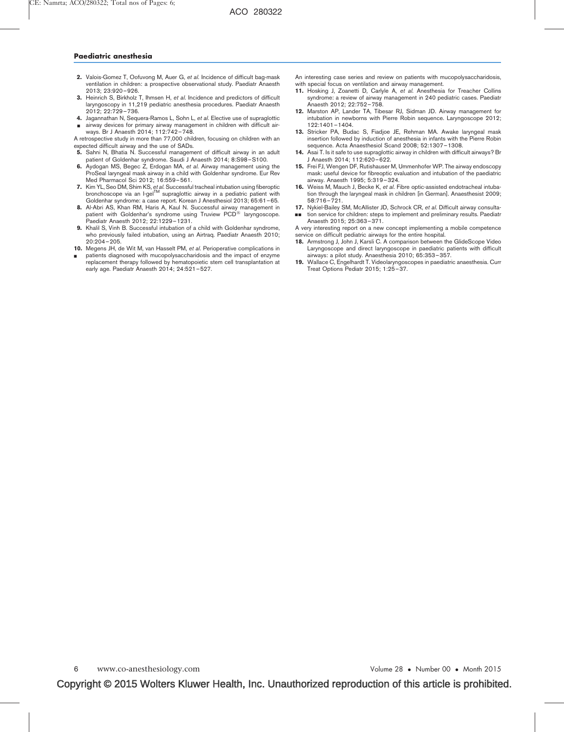2. Valois-Gomez T, Oofuvong M, Auer G, *et al.* Incidence of difficult bag-mask ventilation in children: a prospective observational study. Paediatr Anaesth 2013; 23:920–926.
3. Heinrich S, Birkholz T, Ihmsen H, *et al.* Incidence and predictors of difficult laryngoscopy in 11,219 pediatric anesthesia procedures. Paediatr Anaesth 2012; 22:729–736.
4. ▪ Jagannathan N, Sequera-Ramos L, Sohn L, *et al.* Elective use of supraglottic airway devices for primary airway management in children with difficult airways. Br J Anaesth 2014; 112:742–748.

A retrospective study in more than 77,000 children, focusing on children with an expected difficult airway and the use of SADs.

5. Sahni N, Bhatia N. Successful management of difficult airway in an adult patient of Goldenhar syndrome. Saudi J Anaesth 2014; 8:S98–S100.
6. Aydogan MS, Begec Z, Erdogan MA, *et al.* Airway management using the ProSeal laryngeal mask airway in a child with Goldenhar syndrome. Eur Rev Med Pharmacol Sci 2012; 16:559–561.
7. Kim YL, Seo DM, Shim KS, *et al.* Successful tracheal intubation using fiberoptic bronchoscope via an I-gel™ supraglottic airway in a pediatric patient with Goldenhar syndrome: a case report. Korean J Anesthesiol 2013; 65:61–65.
8. Al-Abri AS, Khan RM, Haris A, Kaul N. Successful airway management in patient with Goldenhar's syndrome using Truview PCD® laryngoscope. Paediatr Anaesth 2012; 22:1229–1231.
9. Khalil S, Vinh B. Successful intubation of a child with Goldenhar syndrome, who previously failed intubation, using an Airtraq. Paediatr Anaesth 2010; 20:204–205.
10. ▪ Megens JH, de Wit M, van Hasselt PM, *et al.* Perioperative complications in patients diagnosed with mucopolysaccharidosis and the impact of enzyme replacement therapy followed by hematopoietic stem cell transplantation at early age. Paediatr Anaesth 2014; 24:521–527.

An interesting case series and review on patients with mucopolysaccharidosis, with special focus on ventilation and airway management.

11. Hosking J, Zoanetti D, Carlyle A, *et al.* Anesthesia for Treacher Collins syndrome: a review of airway management in 240 pediatric cases. Paediatr Anaesth 2012; 22:752–758.
12. Marston AP, Lander TA, Tibesar RJ, Sidman JD. Airway management for intubation in newborns with Pierre Robin sequence. Laryngoscope 2012; 122:1401–1404.
13. Stricker PA, Budac S, Fiadjoe JE, Rehman MA. Awake laryngeal mask insertion followed by induction of anesthesia in infants with the Pierre Robin sequence. Acta Anaesthesiol Scand 2008; 52:1307–1308.
14. Asai T. Is it safe to use supraglottic airway in children with difficult airways? Br J Anaesth 2014; 112:620–622.
15. Frei FJ, Wengen DF, Rutishauser M, Ummenhofer WP. The airway endoscopy mask: useful device for fibreoptic evaluation and intubation of the paediatric airway. Anaesth 1995; 5:319–324.
16. Weiss M, Mauch J, Becke K, *et al.* Fibre optic-assisted endotracheal intubation through the laryngeal mask in children [in German]. Anaesthesist 2009; 58:716–721.
17. ▪▪ Nykiel-Bailey SM, McAllister JD, Schrock CR, *et al.* Difficult airway consultation service for children: steps to implement and preliminary results. Paediatr Anaesth 2015; 25:363–371.

A very interesting report on a new concept implementing a mobile competence service on difficult pediatric airways for the entire hospital.

18. Armstrong J, John J, Karsli C. A comparison between the GlideScope Video Laryngoscope and direct laryngoscope in paediatric patients with difficult airways: a pilot study. Anaesthesia 2010; 65:353–357.
19. Wallace C, Engelhardt T. Videolaryngoscopes in paediatric anaesthesia. Curr Treat Options Pediatr 2015; 1:25–37.